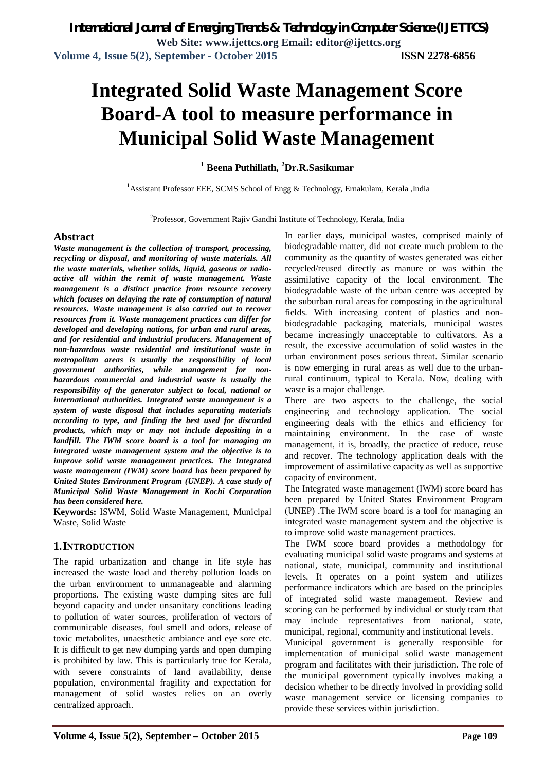# Integrated Solid Waste Management Score Board-A tool to measure performance in Municipal Solid Waste Management

**[1] Beena Puthillath, [2]Dr.R.Sasikumar**

[1]Assistant Professor EEE, SCMS School of Engg & Technology, Ernakulam, Kerala ,India

[2]Professor, Government Rajiv Gandhi Institute of Technology, Kerala, India

## Abstract

***Waste management is the collection of transport, processing, recycling or disposal, and monitoring of waste materials. All the waste materials, whether solids, liquid, gaseous or radio-active all within the remit of waste management. Waste management is a distinct practice from resource recovery which focuses on delaying the rate of consumption of natural resources. Waste management is also carried out to recover resources from it. Waste management practices can differ for developed and developing nations, for urban and rural areas, and for residential and industrial producers. Management of non-hazardous waste residential and institutional waste in metropolitan areas is usually the responsibility of local government authorities, while management for non-hazardous commercial and industrial waste is usually the responsibility of the generator subject to local, national or international authorities. Integrated waste management is a system of waste disposal that includes separating materials according to type, and finding the best used for discarded products, which may or may not include depositing in a landfill. The IWM score board is a tool for managing an integrated waste management system and the objective is to improve solid waste management practices. The Integrated waste management (IWM) score board has been prepared by United States Environment Program (UNEP). A case study of Municipal Solid Waste Management in Kochi Corporation has been considered here.***

**Keywords:** ISWM, Solid Waste Management, Municipal Waste, Solid Waste

## 1. INTRODUCTION

The rapid urbanization and change in life style has increased the waste load and thereby pollution loads on the urban environment to unmanageable and alarming proportions. The existing waste dumping sites are full beyond capacity and under unsanitary conditions leading to pollution of water sources, proliferation of vectors of communicable diseases, foul smell and odors, release of toxic metabolites, unaesthetic ambiance and eye sore etc. It is difficult to get new dumping yards and open dumping is prohibited by law. This is particularly true for Kerala, with severe constraints of land availability, dense population, environmental fragility and expectation for management of solid wastes relies on an overly centralized approach.

In earlier days, municipal wastes, comprised mainly of biodegradable matter, did not create much problem to the community as the quantity of wastes generated was either recycled/reused directly as manure or was within the assimilative capacity of the local environment. The biodegradable waste of the urban centre was accepted by the suburban rural areas for composting in the agricultural fields. With increasing content of plastics and non-biodegradable packaging materials, municipal wastes became increasingly unacceptable to cultivators. As a result, the excessive accumulation of solid wastes in the urban environment poses serious threat. Similar scenario is now emerging in rural areas as well due to the urban-rural continuum, typical to Kerala. Now, dealing with waste is a major challenge.

There are two aspects to the challenge, the social engineering and technology application. The social engineering deals with the ethics and efficiency for maintaining environment. In the case of waste management, it is, broadly, the practice of reduce, reuse and recover. The technology application deals with the improvement of assimilative capacity as well as supportive capacity of environment.

The Integrated waste management (IWM) score board has been prepared by United States Environment Program (UNEP) .The IWM score board is a tool for managing an integrated waste management system and the objective is to improve solid waste management practices.

The IWM score board provides a methodology for evaluating municipal solid waste programs and systems at national, state, municipal, community and institutional levels. It operates on a point system and utilizes performance indicators which are based on the principles of integrated solid waste management. Review and scoring can be performed by individual or study team that may include representatives from national, state, municipal, regional, community and institutional levels.

Municipal government is generally responsible for implementation of municipal solid waste management program and facilitates with their jurisdiction. The role of the municipal government typically involves making a decision whether to be directly involved in providing solid waste management service or licensing companies to provide these services within jurisdiction.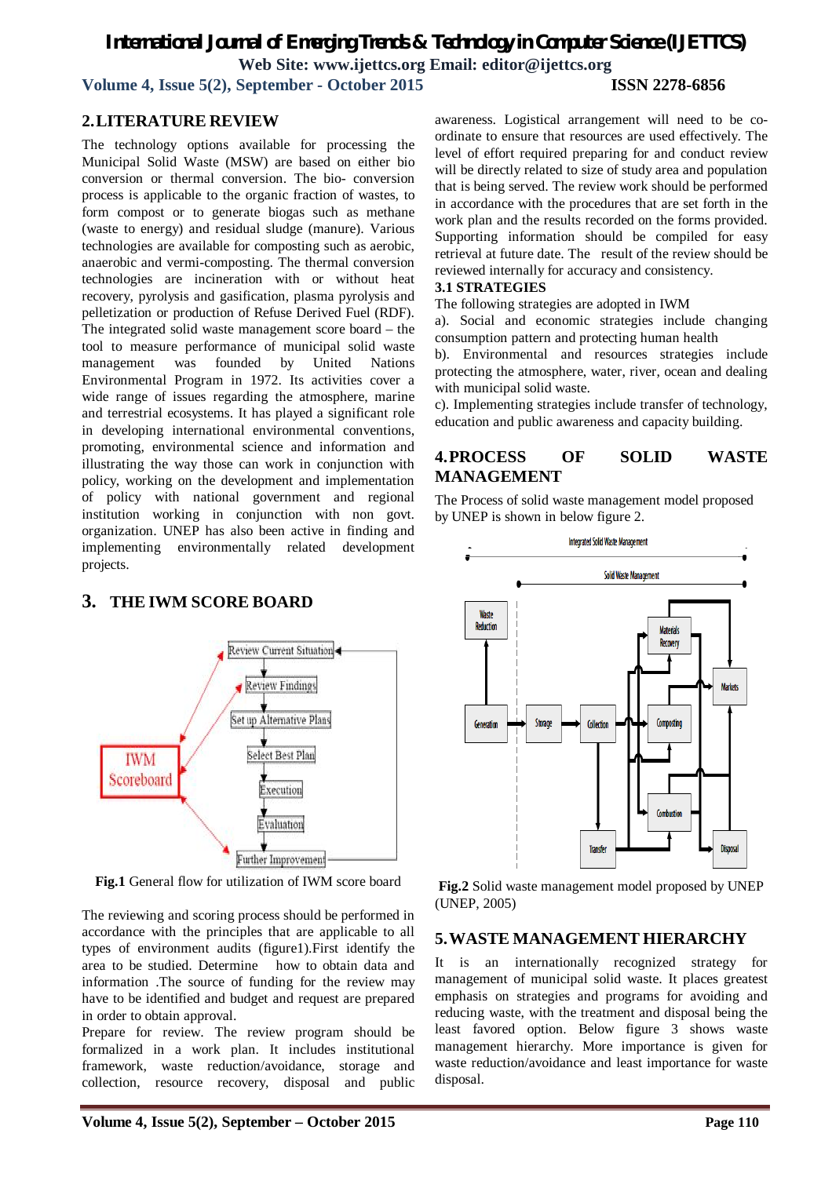## 2. LITERATURE REVIEW

The technology options available for processing the Municipal Solid Waste (MSW) are based on either bio conversion or thermal conversion. The bio- conversion process is applicable to the organic fraction of wastes, to form compost or to generate biogas such as methane (waste to energy) and residual sludge (manure). Various technologies are available for composting such as aerobic, anaerobic and vermi-composting. The thermal conversion technologies are incineration with or without heat recovery, pyrolysis and gasification, plasma pyrolysis and pelletization or production of Refuse Derived Fuel (RDF). The integrated solid waste management score board – the tool to measure performance of municipal solid waste management was founded by United Nations Environmental Program in 1972. Its activities cover a wide range of issues regarding the atmosphere, marine and terrestrial ecosystems. It has played a significant role in developing international environmental conventions, promoting, environmental science and information and illustrating the way those can work in conjunction with policy, working on the development and implementation of policy with national government and regional institution working in conjunction with non govt. organization. UNEP has also been active in finding and implementing environmentally related development projects.

## 3. THE IWM SCORE BOARD

**Fig.1** General flow for utilization of IWM score board

The reviewing and scoring process should be performed in accordance with the principles that are applicable to all types of environment audits (figure1).First identify the area to be studied. Determine how to obtain data and information .The source of funding for the review may have to be identified and budget and request are prepared in order to obtain approval.

Prepare for review. The review program should be formalized in a work plan. It includes institutional framework, waste reduction/avoidance, storage and collection, resource recovery, disposal and public awareness. Logistical arrangement will need to be co-ordinate to ensure that resources are used effectively. The level of effort required preparing for and conduct review will be directly related to size of study area and population that is being served. The review work should be performed in accordance with the procedures that are set forth in the work plan and the results recorded on the forms provided. Supporting information should be compiled for easy retrieval at future date. The result of the review should be reviewed internally for accuracy and consistency.

### 3.1 STRATEGIES

The following strategies are adopted in IWM

a). Social and economic strategies include changing consumption pattern and protecting human health

b). Environmental and resources strategies include protecting the atmosphere, water, river, ocean and dealing with municipal solid waste.

c). Implementing strategies include transfer of technology, education and public awareness and capacity building.

## 4. PROCESS OF SOLID WASTE MANAGEMENT

The Process of solid waste management model proposed by UNEP is shown in below figure 2.

**Fig.2** Solid waste management model proposed by UNEP (UNEP, 2005)

## 5. WASTE MANAGEMENT HIERARCHY

It is an internationally recognized strategy for management of municipal solid waste. It places greatest emphasis on strategies and programs for avoiding and reducing waste, with the treatment and disposal being the least favored option. Below figure 3 shows waste management hierarchy. More importance is given for waste reduction/avoidance and least importance for waste disposal.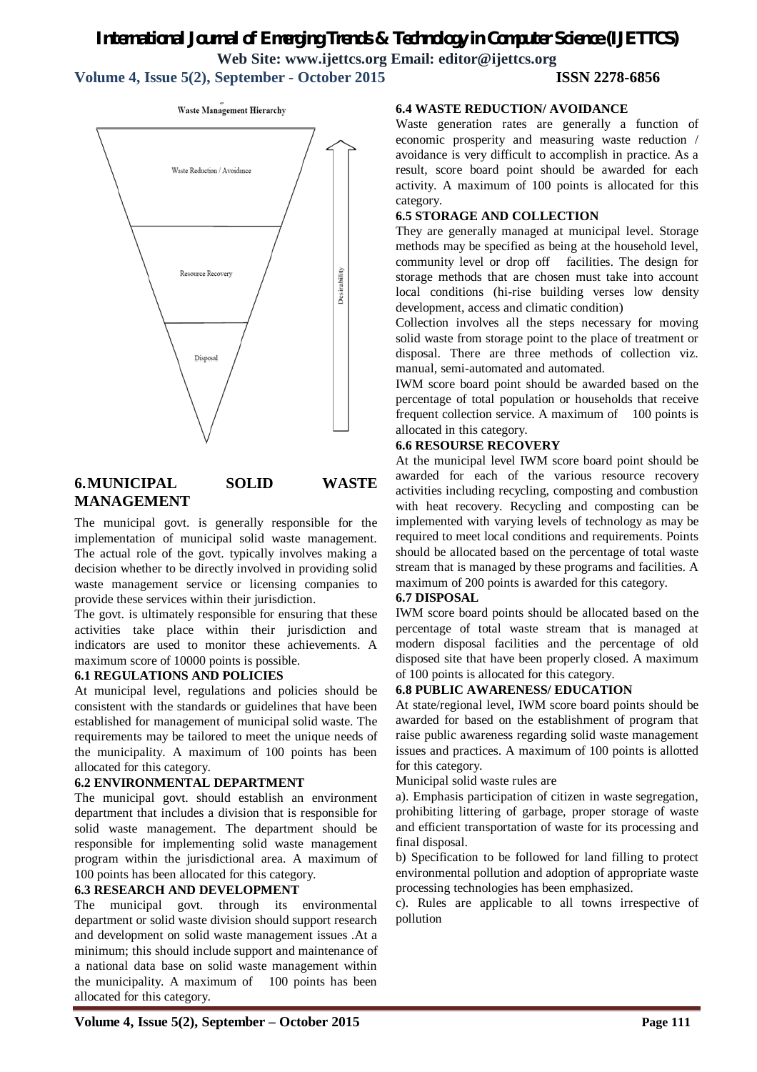Waste Management Hierarchy

Waste Reduction / Avoidance

Resource Recovery

Disposal

Desirability

## 6. MUNICIPAL SOLID WASTE MANAGEMENT

The municipal govt. is generally responsible for the implementation of municipal solid waste management. The actual role of the govt. typically involves making a decision whether to be directly involved in providing solid waste management service or licensing companies to provide these services within their jurisdiction.

The govt. is ultimately responsible for ensuring that these activities take place within their jurisdiction and indicators are used to monitor these achievements. A maximum score of 10000 points is possible.

### 6.1 REGULATIONS AND POLICIES

At municipal level, regulations and policies should be consistent with the standards or guidelines that have been established for management of municipal solid waste. The requirements may be tailored to meet the unique needs of the municipality. A maximum of 100 points has been allocated for this category.

### 6.2 ENVIRONMENTAL DEPARTMENT

The municipal govt. should establish an environment department that includes a division that is responsible for solid waste management. The department should be responsible for implementing solid waste management program within the jurisdictional area. A maximum of 100 points has been allocated for this category.

### 6.3 RESEARCH AND DEVELOPMENT

The municipal govt. through its environmental department or solid waste division should support research and development on solid waste management issues .At a minimum; this should include support and maintenance of a national data base on solid waste management within the municipality. A maximum of 100 points has been allocated for this category.

### 6.4 WASTE REDUCTION/ AVOIDANCE

Waste generation rates are generally a function of economic prosperity and measuring waste reduction / avoidance is very difficult to accomplish in practice. As a result, score board point should be awarded for each activity. A maximum of 100 points is allocated for this category.

### 6.5 STORAGE AND COLLECTION

They are generally managed at municipal level. Storage methods may be specified as being at the household level, community level or drop off facilities. The design for storage methods that are chosen must take into account local conditions (hi-rise building verses low density development, access and climatic condition)

Collection involves all the steps necessary for moving solid waste from storage point to the place of treatment or disposal. There are three methods of collection viz. manual, semi-automated and automated.

IWM score board point should be awarded based on the percentage of total population or households that receive frequent collection service. A maximum of 100 points is allocated in this category.

### 6.6 RESOURSE RECOVERY

At the municipal level IWM score board point should be awarded for each of the various resource recovery activities including recycling, composting and combustion with heat recovery. Recycling and composting can be implemented with varying levels of technology as may be required to meet local conditions and requirements. Points should be allocated based on the percentage of total waste stream that is managed by these programs and facilities. A maximum of 200 points is awarded for this category.

### 6.7 DISPOSAL

IWM score board points should be allocated based on the percentage of total waste stream that is managed at modern disposal facilities and the percentage of old disposed site that have been properly closed. A maximum of 100 points is allocated for this category.

### 6.8 PUBLIC AWARENESS/ EDUCATION

At state/regional level, IWM score board points should be awarded for based on the establishment of program that raise public awareness regarding solid waste management issues and practices. A maximum of 100 points is allotted for this category.

Municipal solid waste rules are

a). Emphasis participation of citizen in waste segregation, prohibiting littering of garbage, proper storage of waste and efficient transportation of waste for its processing and final disposal.

b) Specification to be followed for land filling to protect environmental pollution and adoption of appropriate waste processing technologies has been emphasized.

c). Rules are applicable to all towns irrespective of pollution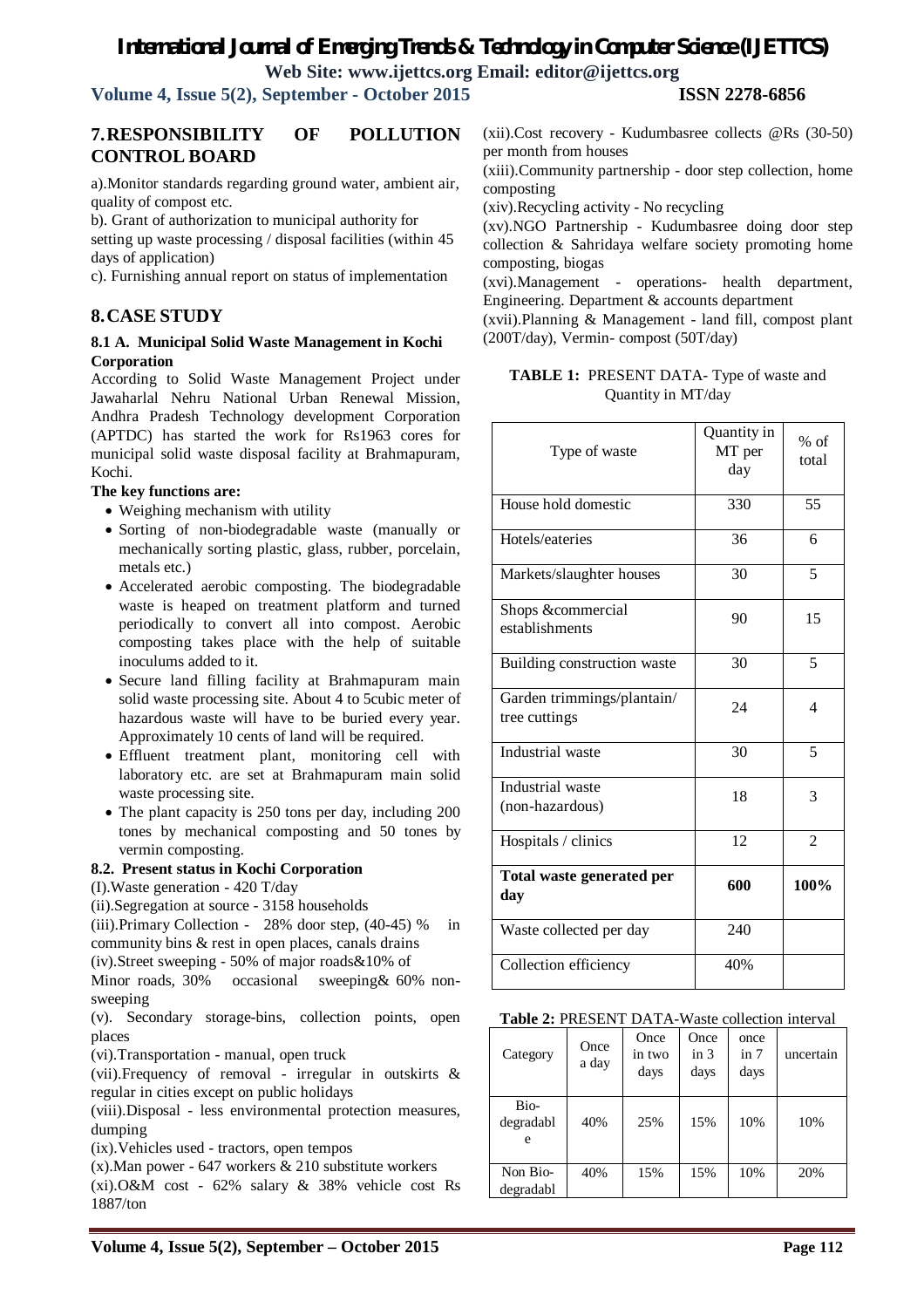## 7. RESPONSIBILITY OF POLLUTION CONTROL BOARD

a). Monitor standards regarding ground water, ambient air, quality of compost etc.

b). Grant of authorization to municipal authority for setting up waste processing / disposal facilities (within 45 days of application)

c). Furnishing annual report on status of implementation

## 8. CASE STUDY

### 8.1 A. Municipal Solid Waste Management in Kochi Corporation

According to Solid Waste Management Project under Jawaharlal Nehru National Urban Renewal Mission, Andhra Pradesh Technology development Corporation (APTDC) has started the work for Rs1963 cores for municipal solid waste disposal facility at Brahmapuram, Kochi.

**The key functions are:**

- Weighing mechanism with utility
- Sorting of non-biodegradable waste (manually or mechanically sorting plastic, glass, rubber, porcelain, metals etc.)
- Accelerated aerobic composting. The biodegradable waste is heaped on treatment platform and turned periodically to convert all into compost. Aerobic composting takes place with the help of suitable inoculums added to it.
- Secure land filling facility at Brahmapuram main solid waste processing site. About 4 to 5cubic meter of hazardous waste will have to be buried every year. Approximately 10 cents of land will be required.
- Effluent treatment plant, monitoring cell with laboratory etc. are set at Brahmapuram main solid waste processing site.
- The plant capacity is 250 tons per day, including 200 tones by mechanical composting and 50 tones by vermin composting.

### 8.2. Present status in Kochi Corporation

(I).Waste generation - 420 T/day

(ii).Segregation at source - 3158 households

(iii).Primary Collection - 28% door step, (40-45) % in community bins & rest in open places, canals drains

(iv).Street sweeping - 50% of major roads&10% of Minor roads, 30% occasional sweeping& 60% non-sweeping

(v). Secondary storage-bins, collection points, open places

(vi).Transportation - manual, open truck

(vii).Frequency of removal - irregular in outskirts & regular in cities except on public holidays

(viii).Disposal - less environmental protection measures, dumping

(ix).Vehicles used - tractors, open tempos

(x).Man power - 647 workers & 210 substitute workers

(xi).O&M cost - 62% salary & 38% vehicle cost Rs 1887/ton

(xii).Cost recovery - Kudumbasree collects @Rs (30-50) per month from houses

(xiii).Community partnership - door step collection, home composting

(xiv).Recycling activity - No recycling

(xv).NGO Partnership - Kudumbasree doing door step collection & Sahridaya welfare society promoting home composting, biogas

(xvi).Management - operations- health department, Engineering. Department & accounts department

(xvii).Planning & Management - land fill, compost plant (200T/day), Vermin- compost (50T/day)

**TABLE 1:** PRESENT DATA- Type of waste and Quantity in MT/day

| Type of waste | Quantity in MT per day | % of total |
|---|---|---|
| House hold domestic | 330 | 55 |
| Hotels/eateries | 36 | 6 |
| Markets/slaughter houses | 30 | 5 |
| Shops &commercial establishments | 90 | 15 |
| Building construction waste | 30 | 5 |
| Garden trimmings/plantain/ tree cuttings | 24 | 4 |
| Industrial waste | 30 | 5 |
| Industrial waste (non-hazardous) | 18 | 3 |
| Hospitals / clinics | 12 | 2 |
| **Total waste generated per day** | **600** | **100%** |
| Waste collected per day | 240 | |
| Collection efficiency | 40% | |

**Table 2:** PRESENT DATA-Waste collection interval

| Category | Once a day | Once in two days | Once in 3 days | once in 7 days | uncertain |
|---|---|---|---|---|---|
| Bio-degradable | 40% | 25% | 15% | 10% | 10% |
| Non Bio-degradabl | 40% | 15% | 15% | 10% | 20% |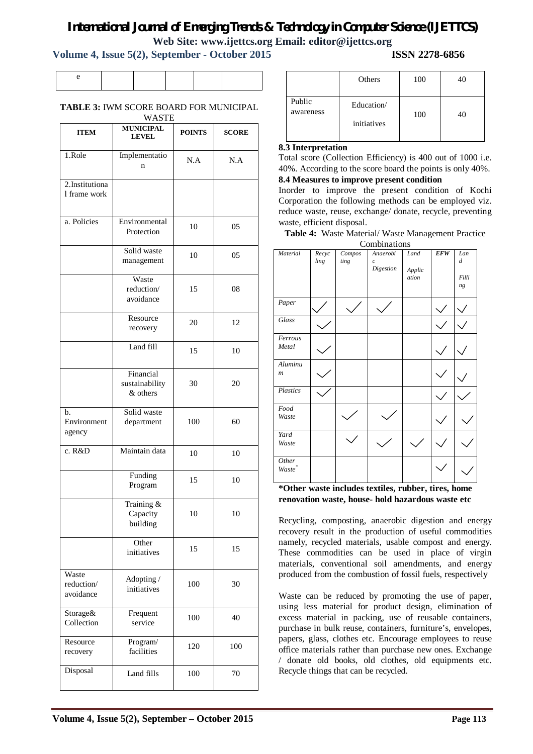| e | | | | | |
|---|---|---|---|---|---|

**TABLE 3:** IWM SCORE BOARD FOR MUNICIPAL WASTE

| ITEM | MUNICIPAL LEVEL | POINTS | SCORE |
|---|---|---|---|
| 1.Role | Implementation | N.A | N.A |
| 2.Institutional frame work | | | |
| a. Policies | Environmental Protection | 10 | 05 |
| | Solid waste management | 10 | 05 |
| | Waste reduction/ avoidance | 15 | 08 |
| | Resource recovery | 20 | 12 |
| | Land fill | 15 | 10 |
| | Financial sustainability & others | 30 | 20 |
| b. Environment agency | Solid waste department | 100 | 60 |
| c. R&D | Maintain data | 10 | 10 |
| | Funding Program | 15 | 10 |
| | Training & Capacity building | 10 | 10 |
| | Other initiatives | 15 | 15 |
| Waste reduction/ avoidance | Adopting / initiatives | 100 | 30 |
| Storage& Collection | Frequent service | 100 | 40 |
| Resource recovery | Program/ facilities | 120 | 100 |
| Disposal | Land fills | 100 | 70 |
| | Others | 100 | 40 |
| Public awareness | Education/ initiatives | 100 | 40 |

**8.3 Interpretation**

Total score (Collection Efficiency) is 400 out of 1000 i.e. 40%. According to the score board the points is only 40%.

**8.4 Measures to improve present condition**

Inorder to improve the present condition of Kochi Corporation the following methods can be employed viz. reduce waste, reuse, exchange/ donate, recycle, preventing waste, efficient disposal.

**Table 4:** Waste Material/ Waste Management Practice Combinations

| *Material* | *Recycling* | *Composting* | *Anaerobic Digestion* | *Land Application* | ***EFW*** | *Land Filling* |
|---|---|---|---|---|---|---|
| *Paper* | ✓ | ✓ | ✓ | | ✓ | ✓ |
| *Glass* | ✓ | | | | ✓ | ✓ |
| *Ferrous Metal* | ✓ | | | | ✓ | ✓ |
| *Aluminum* | ✓ | | | | ✓ | ✓ |
| *Plastics* | ✓ | | | | ✓ | ✓ |
| *Food Waste* | | ✓ | ✓ | | ✓ | ✓ |
| *Yard Waste* | | ✓ | ✓ | ✓ | ✓ | ✓ |
| *Other Waste** | | | | | ✓ | ✓ |

**\*Other waste includes textiles, rubber, tires, home renovation waste, house- hold hazardous waste etc**

Recycling, composting, anaerobic digestion and energy recovery result in the production of useful commodities namely, recycled materials, usable compost and energy. These commodities can be used in place of virgin materials, conventional soil amendments, and energy produced from the combustion of fossil fuels, respectively

Waste can be reduced by promoting the use of paper, using less material for product design, elimination of excess material in packing, use of reusable containers, purchase in bulk reuse, containers, furniture's, envelopes, papers, glass, clothes etc. Encourage employees to reuse office materials rather than purchase new ones. Exchange / donate old books, old clothes, old equipments etc. Recycle things that can be recycled.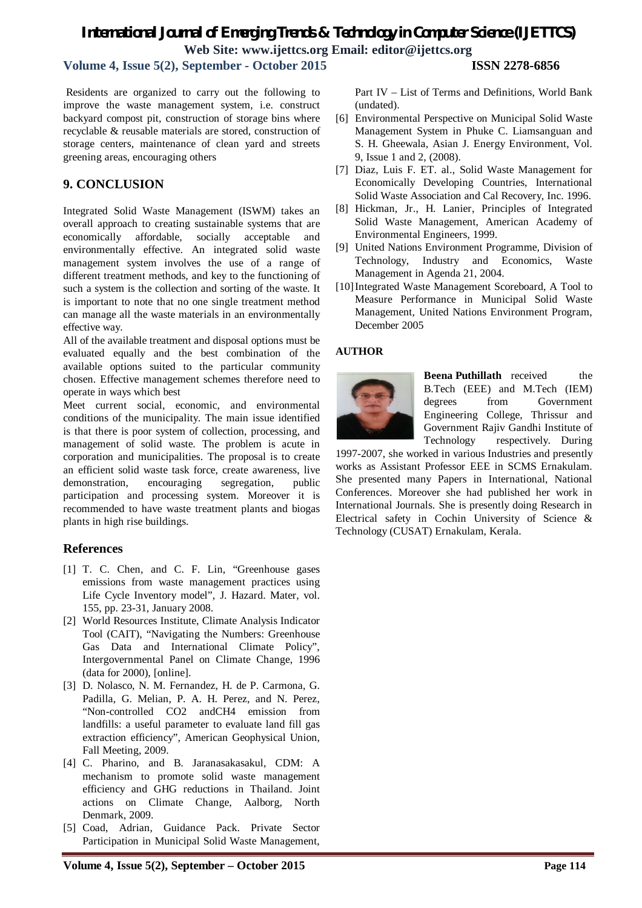Residents are organized to carry out the following to improve the waste management system, i.e. construct backyard compost pit, construction of storage bins where recyclable & reusable materials are stored, construction of storage centers, maintenance of clean yard and streets greening areas, encouraging others

## 9. CONCLUSION

Integrated Solid Waste Management (ISWM) takes an overall approach to creating sustainable systems that are economically affordable, socially acceptable and environmentally effective. An integrated solid waste management system involves the use of a range of different treatment methods, and key to the functioning of such a system is the collection and sorting of the waste. It is important to note that no one single treatment method can manage all the waste materials in an environmentally effective way.

All of the available treatment and disposal options must be evaluated equally and the best combination of the available options suited to the particular community chosen. Effective management schemes therefore need to operate in ways which best

Meet current social, economic, and environmental conditions of the municipality. The main issue identified is that there is poor system of collection, processing, and management of solid waste. The problem is acute in corporation and municipalities. The proposal is to create an efficient solid waste task force, create awareness, live demonstration, encouraging segregation, public participation and processing system. Moreover it is recommended to have waste treatment plants and biogas plants in high rise buildings.

## References

[1] T. C. Chen, and C. F. Lin, "Greenhouse gases emissions from waste management practices using Life Cycle Inventory model", J. Hazard. Mater, vol. 155, pp. 23-31, January 2008.

[2] World Resources Institute, Climate Analysis Indicator Tool (CAIT), "Navigating the Numbers: Greenhouse Gas Data and International Climate Policy", Intergovernmental Panel on Climate Change, 1996 (data for 2000), [online].

[3] D. Nolasco, N. M. Fernandez, H. de P. Carmona, G. Padilla, G. Melian, P. A. H. Perez, and N. Perez, "Non-controlled CO2 andCH4 emission from landfills: a useful parameter to evaluate land fill gas extraction efficiency", American Geophysical Union, Fall Meeting, 2009.

[4] C. Pharino, and B. Jaranasakasakul, CDM: A mechanism to promote solid waste management efficiency and GHG reductions in Thailand. Joint actions on Climate Change, Aalborg, North Denmark, 2009.

[5] Coad, Adrian, Guidance Pack. Private Sector Participation in Municipal Solid Waste Management, Part IV – List of Terms and Definitions, World Bank (undated).

[6] Environmental Perspective on Municipal Solid Waste Management System in Phuke C. Liamsanguan and S. H. Gheewala, Asian J. Energy Environment, Vol. 9, Issue 1 and 2, (2008).

[7] Diaz, Luis F. ET. al., Solid Waste Management for Economically Developing Countries, International Solid Waste Association and Cal Recovery, Inc. 1996.

[8] Hickman, Jr., H. Lanier, Principles of Integrated Solid Waste Management, American Academy of Environmental Engineers, 1999.

[9] United Nations Environment Programme, Division of Technology, Industry and Economics, Waste Management in Agenda 21, 2004.

[10] Integrated Waste Management Scoreboard, A Tool to Measure Performance in Municipal Solid Waste Management, United Nations Environment Program, December 2005

## AUTHOR

**Beena Puthillath** received the B.Tech (EEE) and M.Tech (IEM) degrees from Government Engineering College, Thrissur and Government Rajiv Gandhi Institute of Technology respectively. During 1997-2007, she worked in various Industries and presently works as Assistant Professor EEE in SCMS Ernakulam. She presented many Papers in International, National Conferences. Moreover she had published her work in International Journals. She is presently doing Research in Electrical safety in Cochin University of Science & Technology (CUSAT) Ernakulam, Kerala.